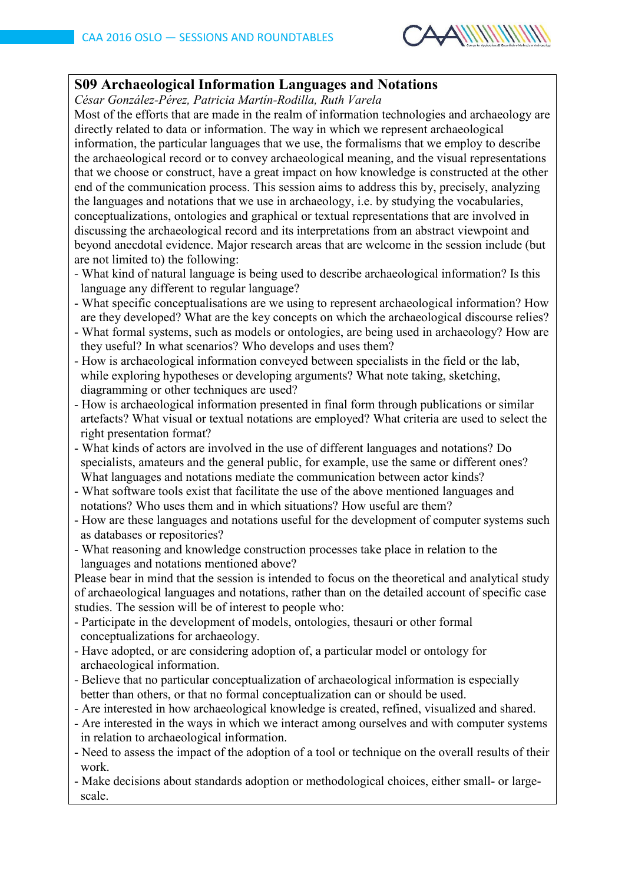## S09 Archaeological Information Languages and Notations

*César González-Pérez, Patricia Martín-Rodilla, Ruth Varela*

Most of the efforts that are made in the realm of information technologies and archaeology are directly related to data or information. The way in which we represent archaeological information, the particular languages that we use, the formalisms that we employ to describe the archaeological record or to convey archaeological meaning, and the visual representations that we choose or construct, have a great impact on how knowledge is constructed at the other end of the communication process. This session aims to address this by, precisely, analyzing the languages and notations that we use in archaeology, i.e. by studying the vocabularies, conceptualizations, ontologies and graphical or textual representations that are involved in discussing the archaeological record and its interpretations from an abstract viewpoint and beyond anecdotal evidence. Major research areas that are welcome in the session include (but are not limited to) the following:

- What kind of natural language is being used to describe archaeological information? Is this language any different to regular language?
- What specific conceptualisations are we using to represent archaeological information? How are they developed? What are the key concepts on which the archaeological discourse relies?
- What formal systems, such as models or ontologies, are being used in archaeology? How are they useful? In what scenarios? Who develops and uses them?
- How is archaeological information conveyed between specialists in the field or the lab, while exploring hypotheses or developing arguments? What note taking, sketching, diagramming or other techniques are used?
- How is archaeological information presented in final form through publications or similar artefacts? What visual or textual notations are employed? What criteria are used to select the right presentation format?
- What kinds of actors are involved in the use of different languages and notations? Do specialists, amateurs and the general public, for example, use the same or different ones? What languages and notations mediate the communication between actor kinds?
- What software tools exist that facilitate the use of the above mentioned languages and notations? Who uses them and in which situations? How useful are them?
- How are these languages and notations useful for the development of computer systems such as databases or repositories?
- What reasoning and knowledge construction processes take place in relation to the languages and notations mentioned above?

Please bear in mind that the session is intended to focus on the theoretical and analytical study of archaeological languages and notations, rather than on the detailed account of specific case studies. The session will be of interest to people who:

- Participate in the development of models, ontologies, thesauri or other formal conceptualizations for archaeology.
- Have adopted, or are considering adoption of, a particular model or ontology for archaeological information.
- Believe that no particular conceptualization of archaeological information is especially better than others, or that no formal conceptualization can or should be used.
- Are interested in how archaeological knowledge is created, refined, visualized and shared.
- Are interested in the ways in which we interact among ourselves and with computer systems in relation to archaeological information.
- Need to assess the impact of the adoption of a tool or technique on the overall results of their work.
- Make decisions about standards adoption or methodological choices, either small- or large-scale.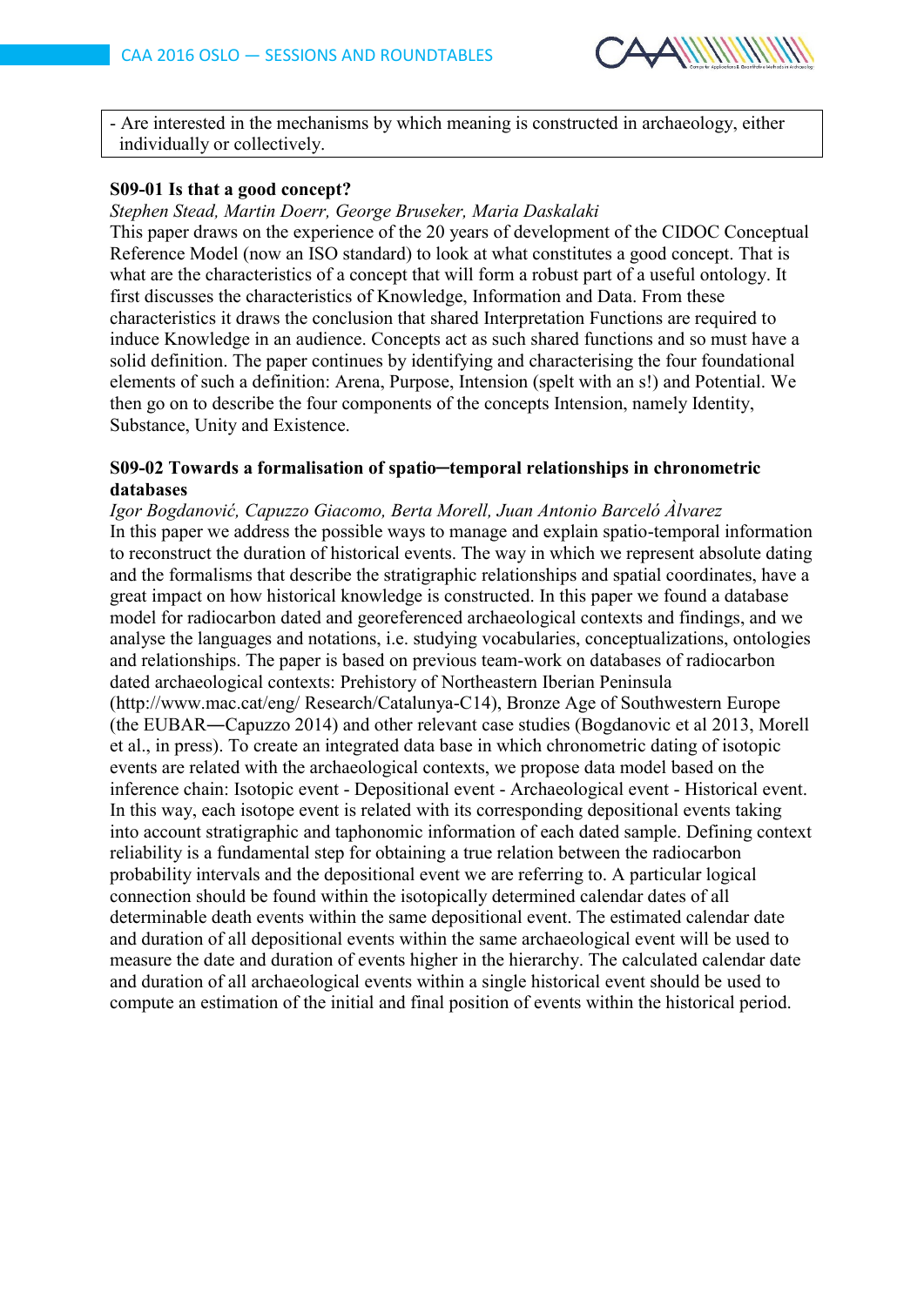- Are interested in the mechanisms by which meaning is constructed in archaeology, either individually or collectively.

**S09-01 Is that a good concept?**

*Stephen Stead, Martin Doerr, George Bruseker, Maria Daskalaki*

This paper draws on the experience of the 20 years of development of the CIDOC Conceptual Reference Model (now an ISO standard) to look at what constitutes a good concept. That is what are the characteristics of a concept that will form a robust part of a useful ontology. It first discusses the characteristics of Knowledge, Information and Data. From these characteristics it draws the conclusion that shared Interpretation Functions are required to induce Knowledge in an audience. Concepts act as such shared functions and so must have a solid definition. The paper continues by identifying and characterising the four foundational elements of such a definition: Arena, Purpose, Intension (spelt with an s!) and Potential. We then go on to describe the four components of the concepts Intension, namely Identity, Substance, Unity and Existence.

**S09-02 Towards a formalisation of spatio–temporal relationships in chronometric databases**

*Igor Bogdanović, Capuzzo Giacomo, Berta Morell, Juan Antonio Barceló Àlvarez*

In this paper we address the possible ways to manage and explain spatio-temporal information to reconstruct the duration of historical events. The way in which we represent absolute dating and the formalisms that describe the stratigraphic relationships and spatial coordinates, have a great impact on how historical knowledge is constructed. In this paper we found a database model for radiocarbon dated and georeferenced archaeological contexts and findings, and we analyse the languages and notations, i.e. studying vocabularies, conceptualizations, ontologies and relationships. The paper is based on previous team-work on databases of radiocarbon dated archaeological contexts: Prehistory of Northeastern Iberian Peninsula (http://www.mac.cat/eng/ Research/Catalunya-C14), Bronze Age of Southwestern Europe (the EUBAR—Capuzzo 2014) and other relevant case studies (Bogdanovic et al 2013, Morell et al., in press). To create an integrated data base in which chronometric dating of isotopic events are related with the archaeological contexts, we propose data model based on the inference chain: Isotopic event - Depositional event - Archaeological event - Historical event. In this way, each isotope event is related with its corresponding depositional events taking into account stratigraphic and taphonomic information of each dated sample. Defining context reliability is a fundamental step for obtaining a true relation between the radiocarbon probability intervals and the depositional event we are referring to. A particular logical connection should be found within the isotopically determined calendar dates of all determinable death events within the same depositional event. The estimated calendar date and duration of all depositional events within the same archaeological event will be used to measure the date and duration of events higher in the hierarchy. The calculated calendar date and duration of all archaeological events within a single historical event should be used to compute an estimation of the initial and final position of events within the historical period.